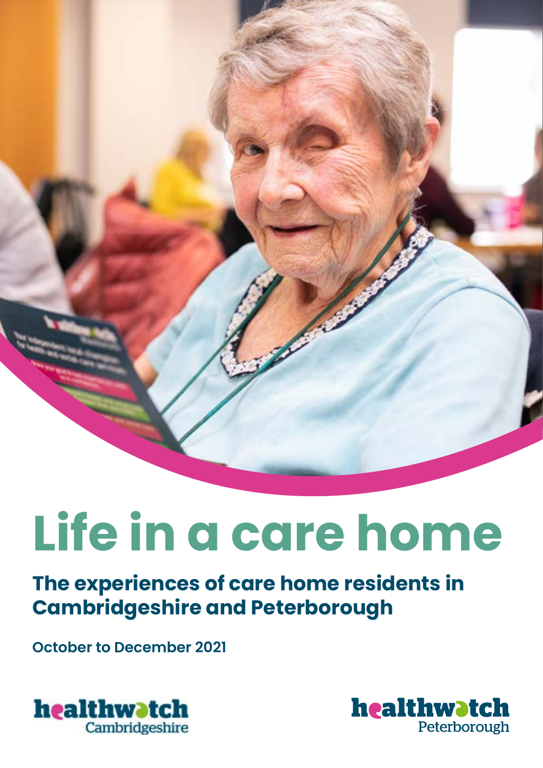# Life in a care home

## The experiences of care home residents in Cambridgeshire and Peterborough

**October to December 2021**

healthwatch Cambridgeshire

healthwatch Peterborough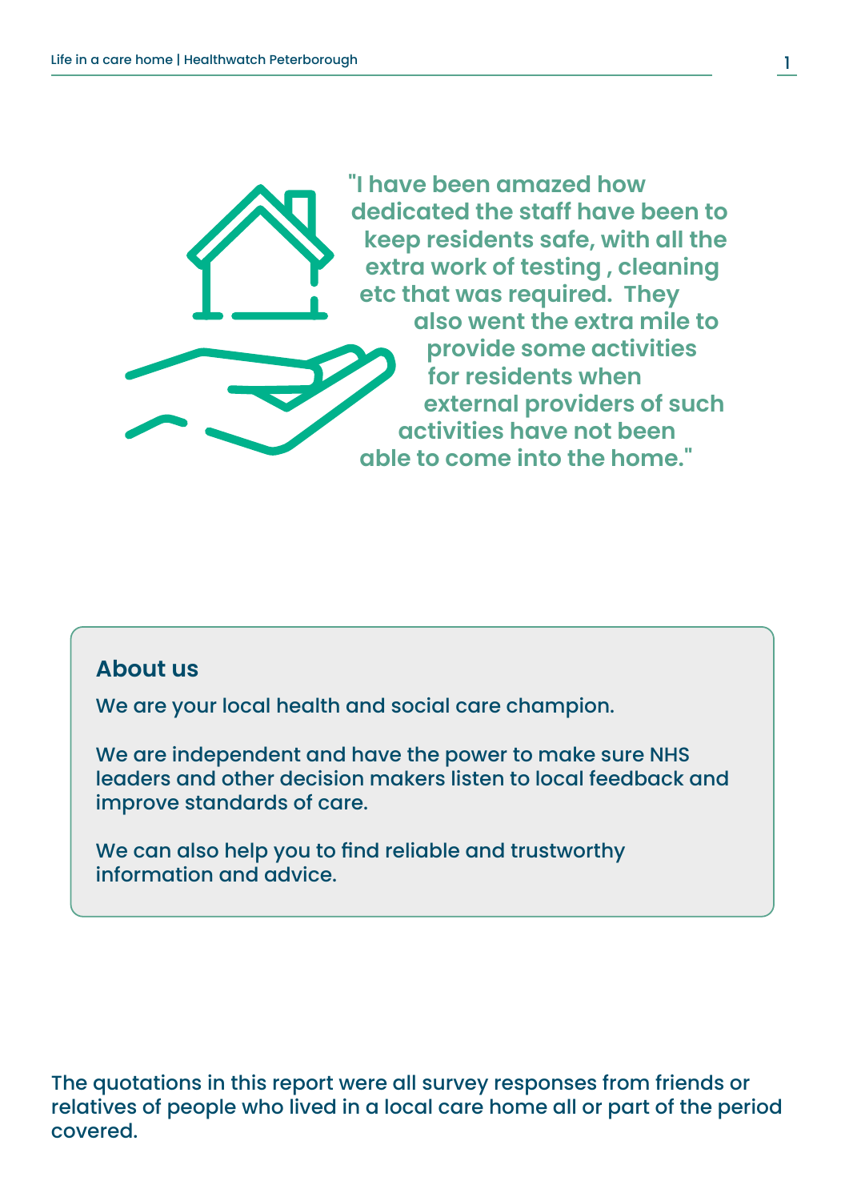"I have been amazed how dedicated the staff have been to keep residents safe, with all the extra work of testing , cleaning etc that was required. They also went the extra mile to provide some activities for residents when external providers of such activities have not been able to come into the home."

## About us

We are your local health and social care champion.

We are independent and have the power to make sure NHS leaders and other decision makers listen to local feedback and improve standards of care.

We can also help you to find reliable and trustworthy information and advice.

The quotations in this report were all survey responses from friends or relatives of people who lived in a local care home all or part of the period covered.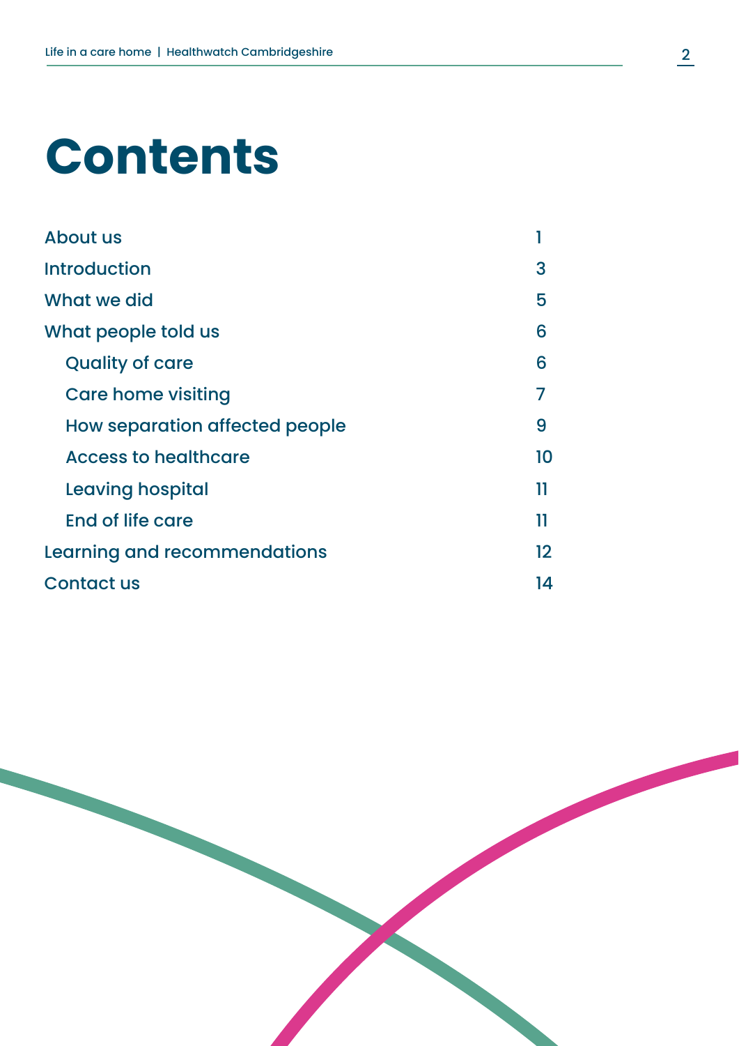# Contents

| | |
|---|---|
| About us | 1 |
| Introduction | 3 |
| What we did | 5 |
| What people told us | 6 |
| Quality of care | 6 |
| Care home visiting | 7 |
| How separation affected people | 9 |
| Access to healthcare | 10 |
| Leaving hospital | 11 |
| End of life care | 11 |
| Learning and recommendations | 12 |
| Contact us | 14 |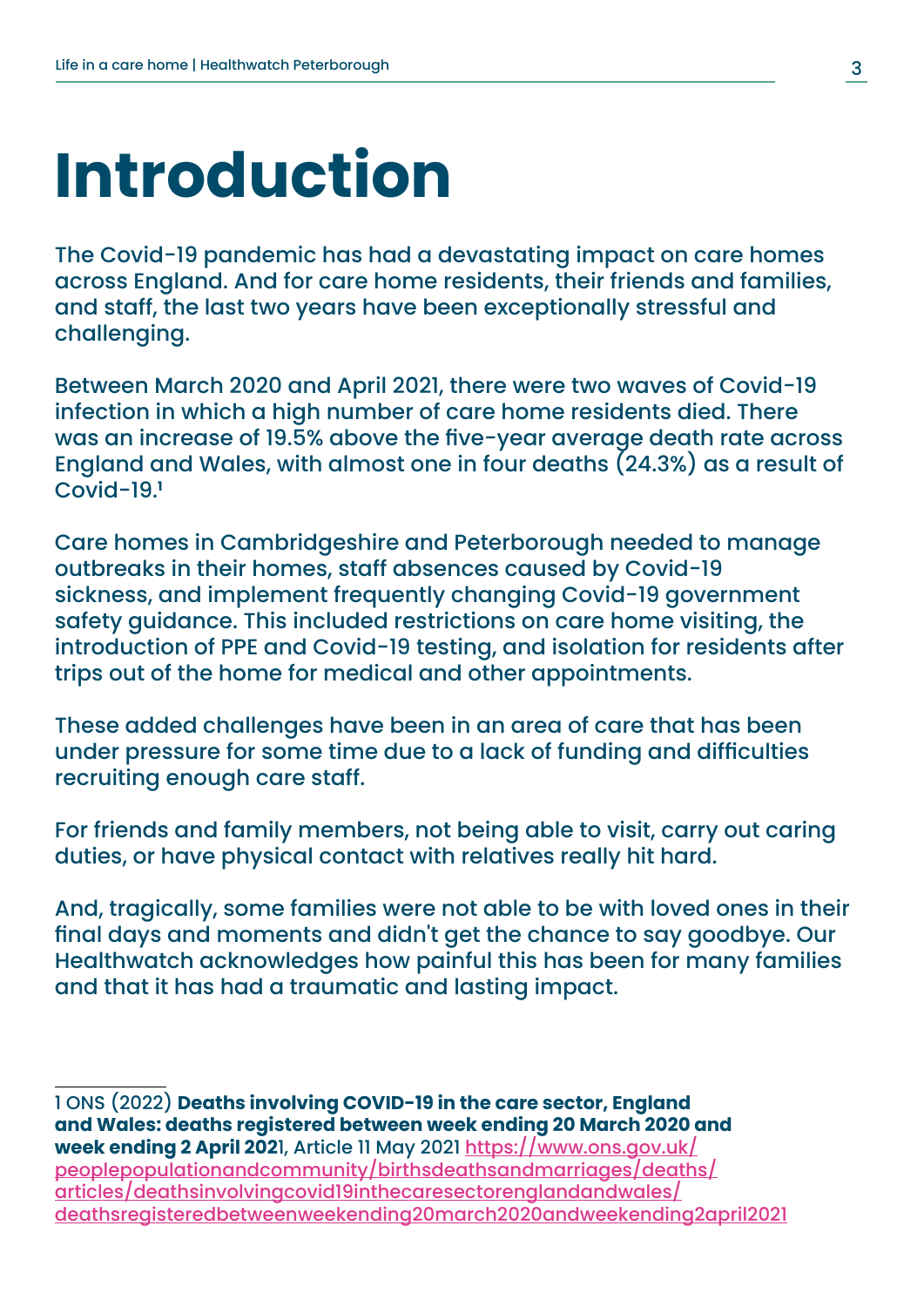# Introduction

The Covid-19 pandemic has had a devastating impact on care homes across England. And for care home residents, their friends and families, and staff, the last two years have been exceptionally stressful and challenging.

Between March 2020 and April 2021, there were two waves of Covid-19 infection in which a high number of care home residents died. There was an increase of 19.5% above the five-year average death rate across England and Wales, with almost one in four deaths (24.3%) as a result of Covid-19.[1]

Care homes in Cambridgeshire and Peterborough needed to manage outbreaks in their homes, staff absences caused by Covid-19 sickness, and implement frequently changing Covid-19 government safety guidance. This included restrictions on care home visiting, the introduction of PPE and Covid-19 testing, and isolation for residents after trips out of the home for medical and other appointments.

These added challenges have been in an area of care that has been under pressure for some time due to a lack of funding and difficulties recruiting enough care staff.

For friends and family members, not being able to visit, carry out caring duties, or have physical contact with relatives really hit hard.

And, tragically, some families were not able to be with loved ones in their final days and moments and didn't get the chance to say goodbye. Our Healthwatch acknowledges how painful this has been for many families and that it has had a traumatic and lasting impact.

---

1 ONS (2022) **Deaths involving COVID-19 in the care sector, England and Wales: deaths registered between week ending 20 March 2020 and week ending 2 April 2021**, Article 11 May 2021 https://www.ons.gov.uk/peoplepopulationandcommunity/birthsdeathsandmarriages/deaths/articles/deathsinvolvingcovid19inthecaresectorenglandandwales/deathsregisteredbetweenweekending20march2020andweekending2april2021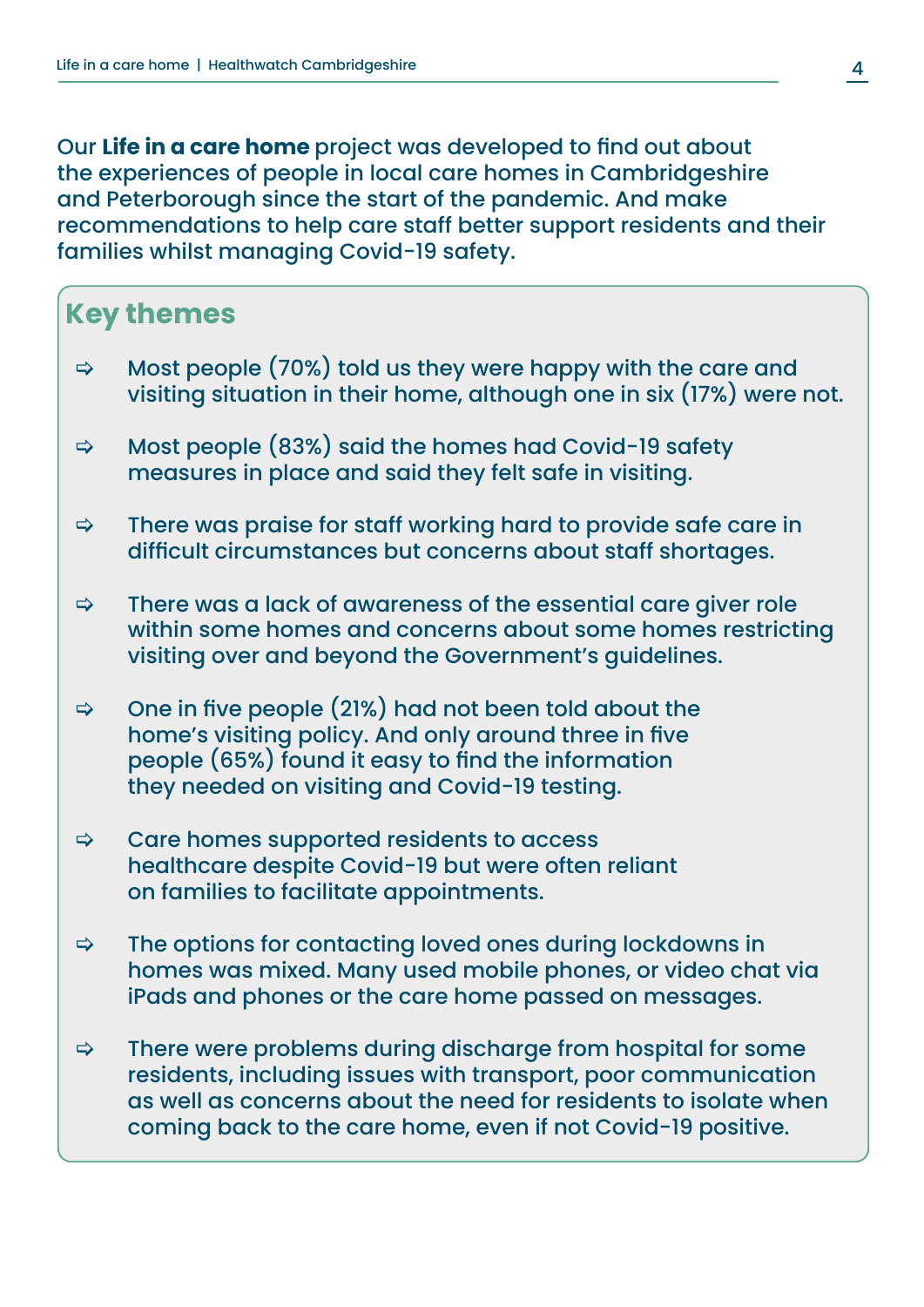Our **Life in a care home** project was developed to find out about the experiences of people in local care homes in Cambridgeshire and Peterborough since the start of the pandemic. And make recommendations to help care staff better support residents and their families whilst managing Covid-19 safety.

## Key themes

- Most people (70%) told us they were happy with the care and visiting situation in their home, although one in six (17%) were not.
- Most people (83%) said the homes had Covid-19 safety measures in place and said they felt safe in visiting.
- There was praise for staff working hard to provide safe care in difficult circumstances but concerns about staff shortages.
- There was a lack of awareness of the essential care giver role within some homes and concerns about some homes restricting visiting over and beyond the Government's guidelines.
- One in five people (21%) had not been told about the home's visiting policy. And only around three in five people (65%) found it easy to find the information they needed on visiting and Covid-19 testing.
- Care homes supported residents to access healthcare despite Covid-19 but were often reliant on families to facilitate appointments.
- The options for contacting loved ones during lockdowns in homes was mixed. Many used mobile phones, or video chat via iPads and phones or the care home passed on messages.
- There were problems during discharge from hospital for some residents, including issues with transport, poor communication as well as concerns about the need for residents to isolate when coming back to the care home, even if not Covid-19 positive.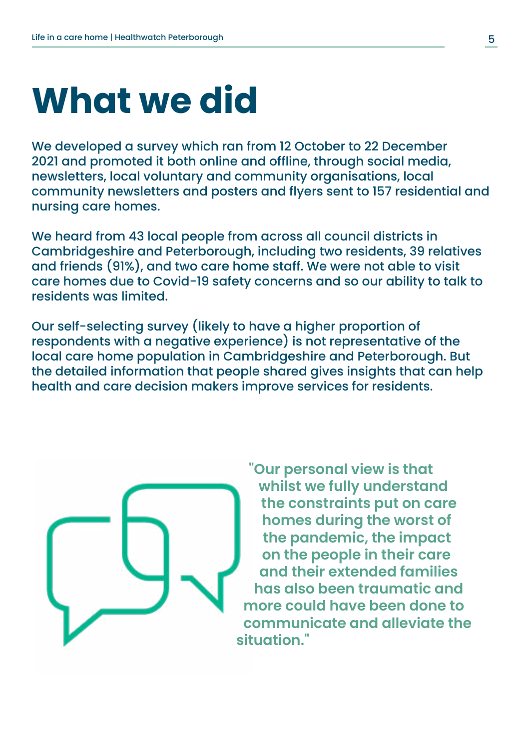# What we did

We developed a survey which ran from 12 October to 22 December 2021 and promoted it both online and offline, through social media, newsletters, local voluntary and community organisations, local community newsletters and posters and flyers sent to 157 residential and nursing care homes.

We heard from 43 local people from across all council districts in Cambridgeshire and Peterborough, including two residents, 39 relatives and friends (91%), and two care home staff. We were not able to visit care homes due to Covid-19 safety concerns and so our ability to talk to residents was limited.

Our self-selecting survey (likely to have a higher proportion of respondents with a negative experience) is not representative of the local care home population in Cambridgeshire and Peterborough. But the detailed information that people shared gives insights that can help health and care decision makers improve services for residents.

> "Our personal view is that whilst we fully understand the constraints put on care homes during the worst of the pandemic, the impact on the people in their care and their extended families has also been traumatic and more could have been done to communicate and alleviate the situation."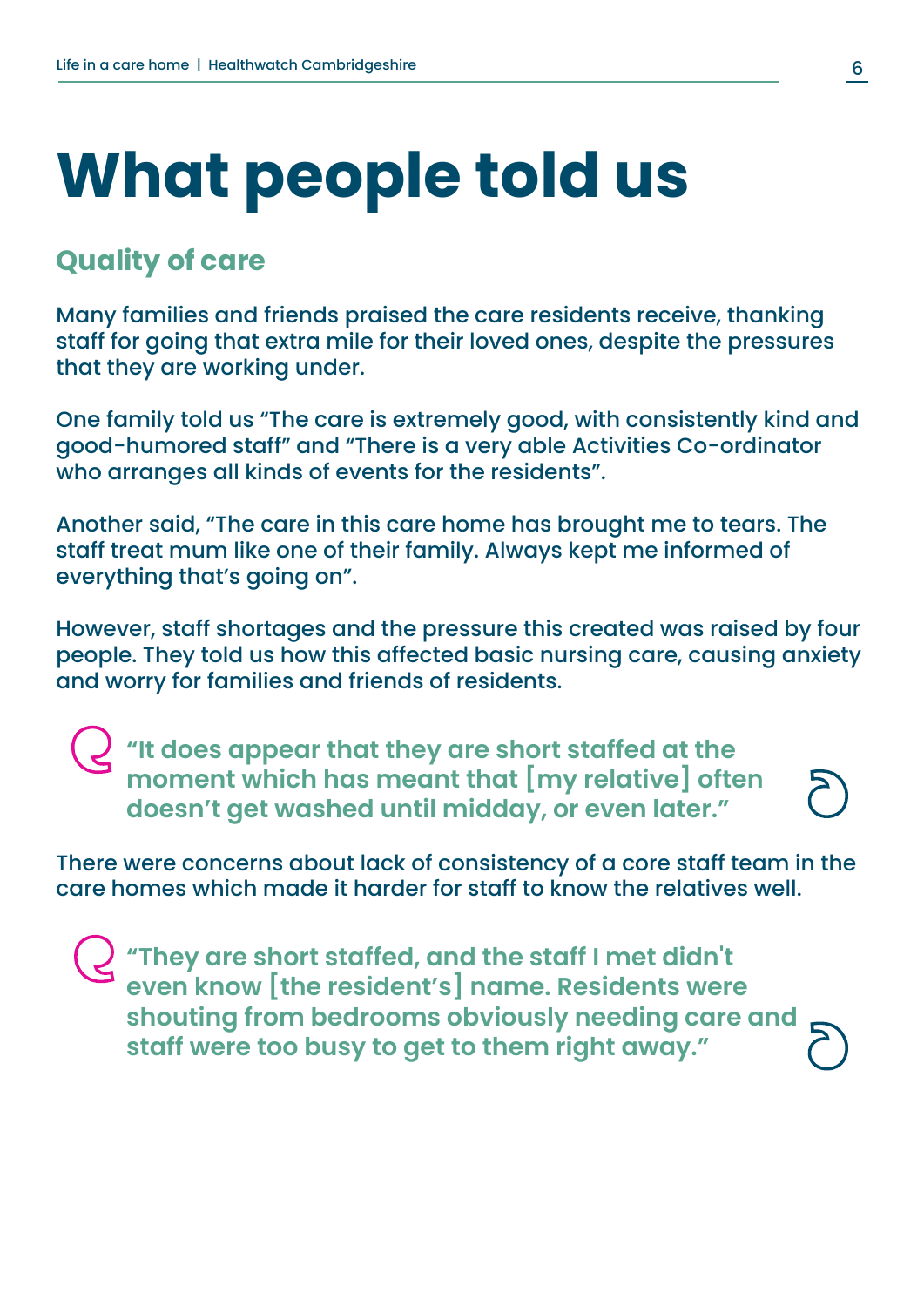# What people told us

## Quality of care

Many families and friends praised the care residents receive, thanking staff for going that extra mile for their loved ones, despite the pressures that they are working under.

One family told us "The care is extremely good, with consistently kind and good-humored staff" and "There is a very able Activities Co-ordinator who arranges all kinds of events for the residents".

Another said, "The care in this care home has brought me to tears. The staff treat mum like one of their family. Always kept me informed of everything that's going on".

However, staff shortages and the pressure this created was raised by four people. They told us how this affected basic nursing care, causing anxiety and worry for families and friends of residents.

> **"It does appear that they are short staffed at the moment which has meant that [my relative] often doesn't get washed until midday, or even later."**

There were concerns about lack of consistency of a core staff team in the care homes which made it harder for staff to know the relatives well.

> **"They are short staffed, and the staff I met didn't even know [the resident's] name. Residents were shouting from bedrooms obviously needing care and staff were too busy to get to them right away."**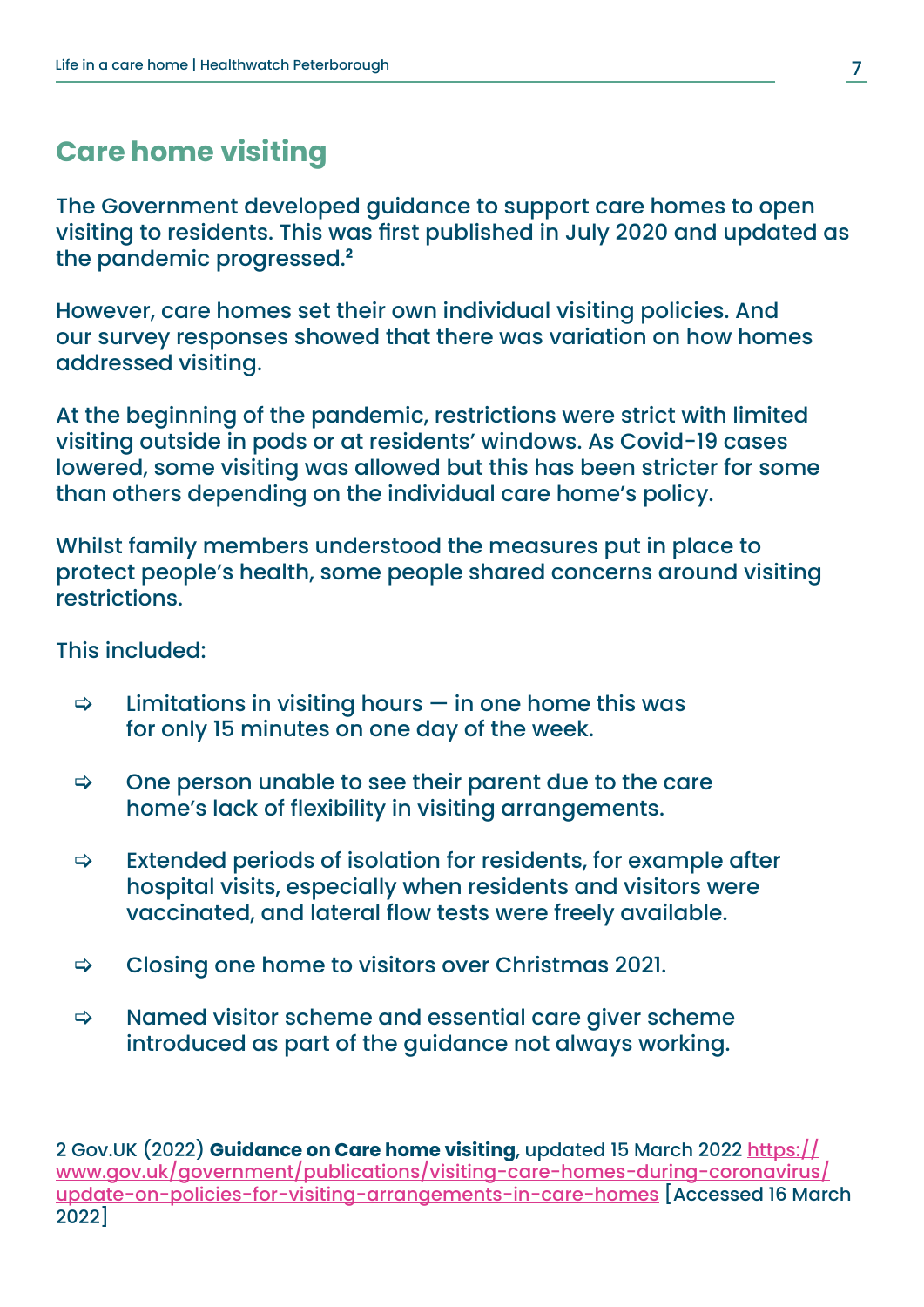## Care home visiting

The Government developed guidance to support care homes to open visiting to residents. This was first published in July 2020 and updated as the pandemic progressed.[2]

However, care homes set their own individual visiting policies. And our survey responses showed that there was variation on how homes addressed visiting.

At the beginning of the pandemic, restrictions were strict with limited visiting outside in pods or at residents' windows. As Covid-19 cases lowered, some visiting was allowed but this has been stricter for some than others depending on the individual care home's policy.

Whilst family members understood the measures put in place to protect people's health, some people shared concerns around visiting restrictions.

This included:

- Limitations in visiting hours — in one home this was for only 15 minutes on one day of the week.
- One person unable to see their parent due to the care home's lack of flexibility in visiting arrangements.
- Extended periods of isolation for residents, for example after hospital visits, especially when residents and visitors were vaccinated, and lateral flow tests were freely available.
- Closing one home to visitors over Christmas 2021.
- Named visitor scheme and essential care giver scheme introduced as part of the guidance not always working.

---

2 Gov.UK (2022) **Guidance on Care home visiting**, updated 15 March 2022 https://www.gov.uk/government/publications/visiting-care-homes-during-coronavirus/update-on-policies-for-visiting-arrangements-in-care-homes [Accessed 16 March 2022]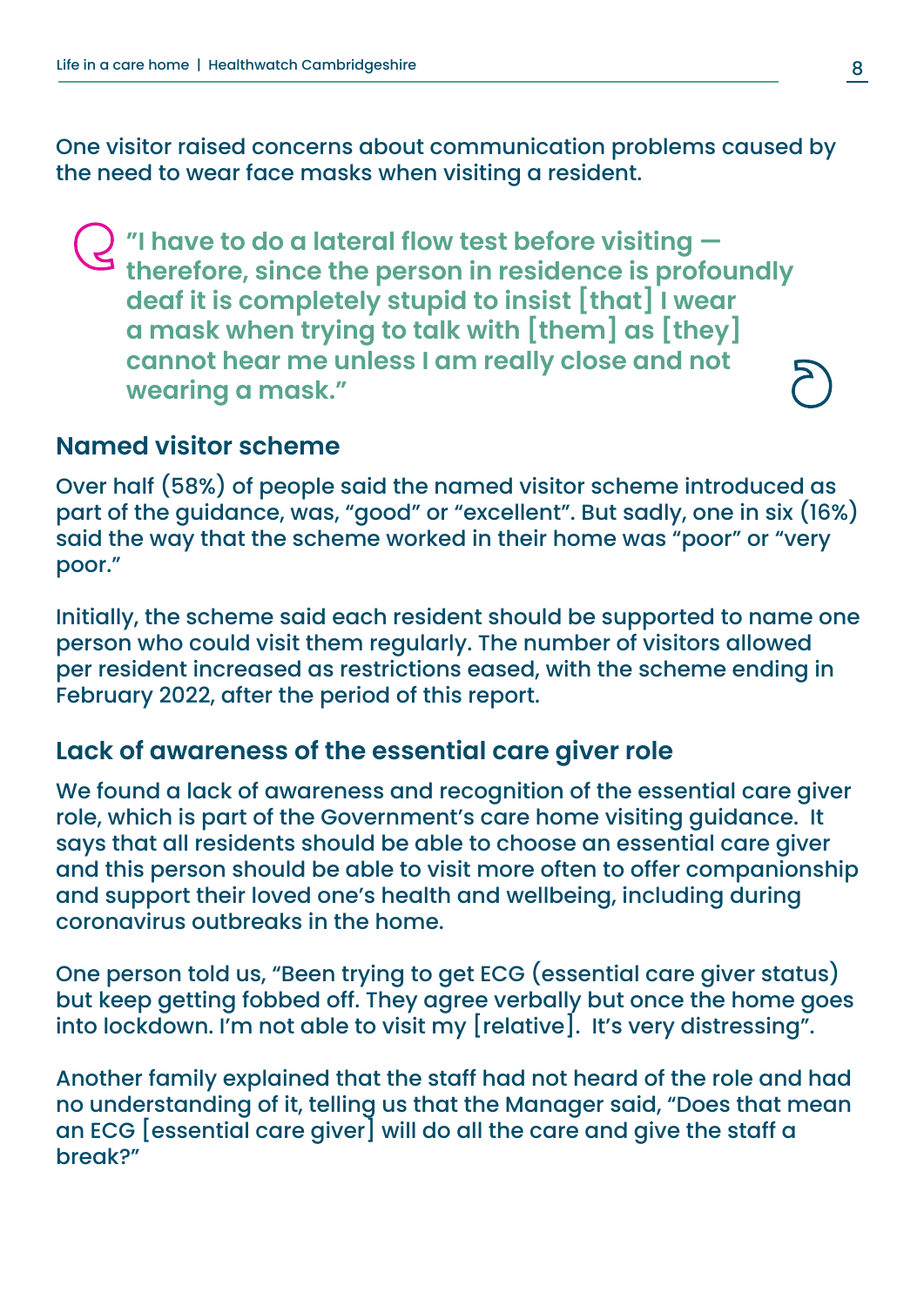One visitor raised concerns about communication problems caused by the need to wear face masks when visiting a resident.

> **"I have to do a lateral flow test before visiting — therefore, since the person in residence is profoundly deaf it is completely stupid to insist [that] I wear a mask when trying to talk with [them] as [they] cannot hear me unless I am really close and not wearing a mask."**

## Named visitor scheme

Over half (58%) of people said the named visitor scheme introduced as part of the guidance, was, "good" or "excellent". But sadly, one in six (16%) said the way that the scheme worked in their home was "poor" or "very poor."

Initially, the scheme said each resident should be supported to name one person who could visit them regularly. The number of visitors allowed per resident increased as restrictions eased, with the scheme ending in February 2022, after the period of this report.

## Lack of awareness of the essential care giver role

We found a lack of awareness and recognition of the essential care giver role, which is part of the Government's care home visiting guidance. It says that all residents should be able to choose an essential care giver and this person should be able to visit more often to offer companionship and support their loved one's health and wellbeing, including during coronavirus outbreaks in the home.

One person told us, "Been trying to get ECG (essential care giver status) but keep getting fobbed off. They agree verbally but once the home goes into lockdown. I'm not able to visit my [relative]. It's very distressing".

Another family explained that the staff had not heard of the role and had no understanding of it, telling us that the Manager said, "Does that mean an ECG [essential care giver] will do all the care and give the staff a break?"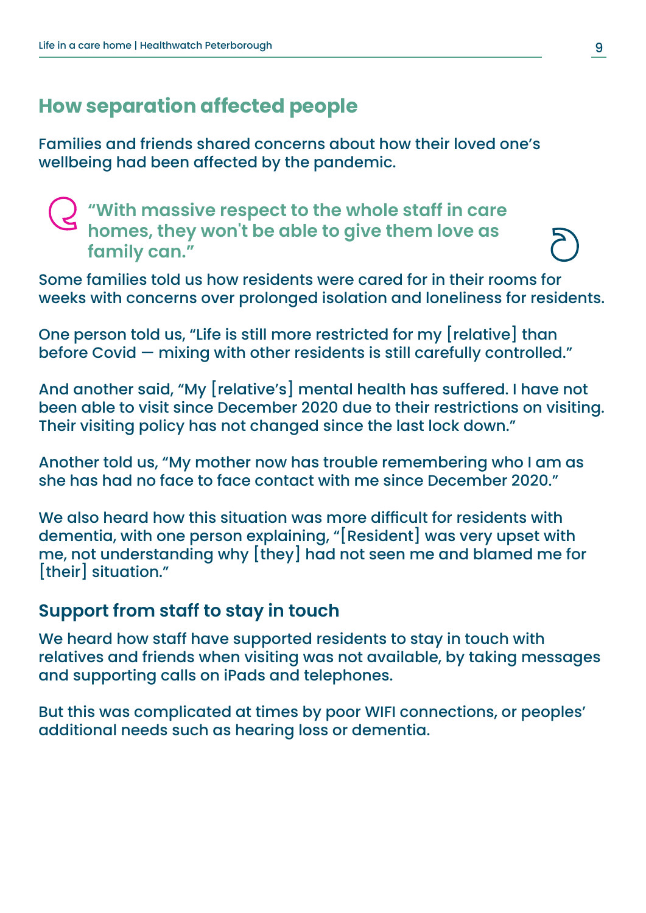## How separation affected people

Families and friends shared concerns about how their loved one's wellbeing had been affected by the pandemic.

> **"With massive respect to the whole staff in care homes, they won't be able to give them love as family can."**

Some families told us how residents were cared for in their rooms for weeks with concerns over prolonged isolation and loneliness for residents.

One person told us, "Life is still more restricted for my [relative] than before Covid — mixing with other residents is still carefully controlled."

And another said, "My [relative's] mental health has suffered. I have not been able to visit since December 2020 due to their restrictions on visiting. Their visiting policy has not changed since the last lock down."

Another told us, "My mother now has trouble remembering who I am as she has had no face to face contact with me since December 2020."

We also heard how this situation was more difficult for residents with dementia, with one person explaining, "[Resident] was very upset with me, not understanding why [they] had not seen me and blamed me for [their] situation."

### Support from staff to stay in touch

We heard how staff have supported residents to stay in touch with relatives and friends when visiting was not available, by taking messages and supporting calls on iPads and telephones.

But this was complicated at times by poor WIFI connections, or peoples' additional needs such as hearing loss or dementia.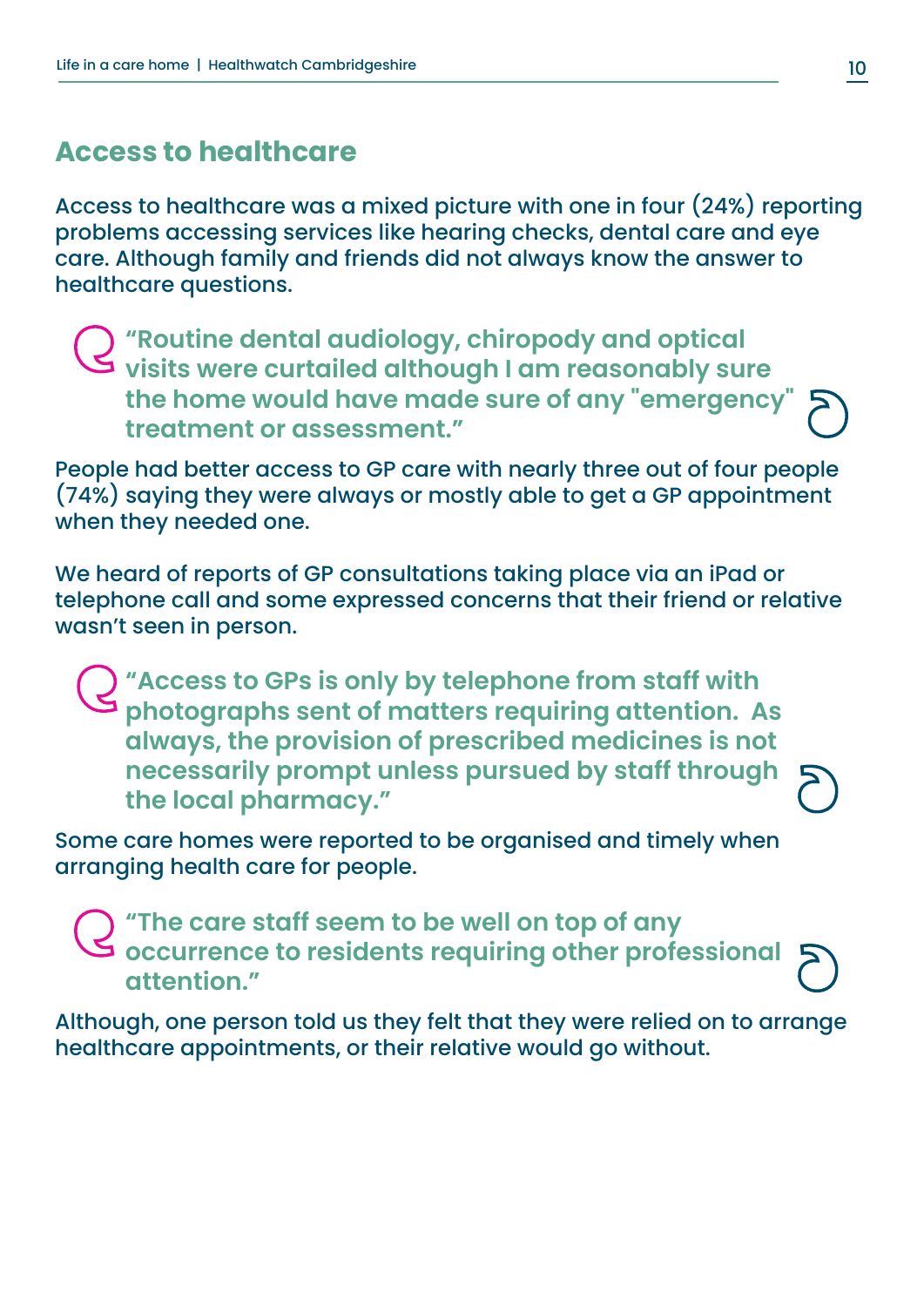## Access to healthcare

Access to healthcare was a mixed picture with one in four (24%) reporting problems accessing services like hearing checks, dental care and eye care. Although family and friends did not always know the answer to healthcare questions.

> **"Routine dental audiology, chiropody and optical visits were curtailed although I am reasonably sure the home would have made sure of any "emergency" treatment or assessment."**

People had better access to GP care with nearly three out of four people (74%) saying they were always or mostly able to get a GP appointment when they needed one.

We heard of reports of GP consultations taking place via an iPad or telephone call and some expressed concerns that their friend or relative wasn't seen in person.

> **"Access to GPs is only by telephone from staff with photographs sent of matters requiring attention. As always, the provision of prescribed medicines is not necessarily prompt unless pursued by staff through the local pharmacy."**

Some care homes were reported to be organised and timely when arranging health care for people.

> **"The care staff seem to be well on top of any occurrence to residents requiring other professional attention."**

Although, one person told us they felt that they were relied on to arrange healthcare appointments, or their relative would go without.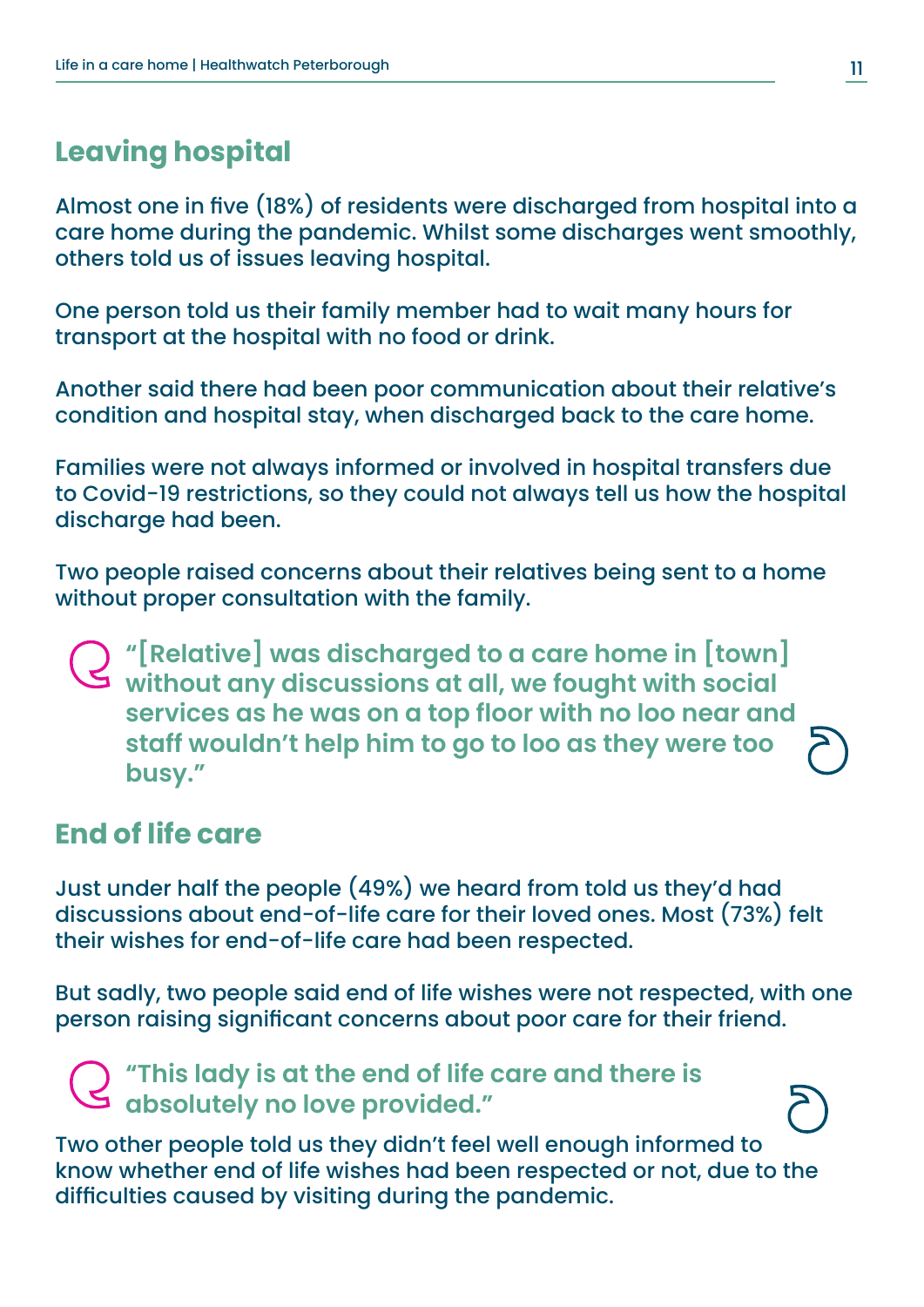## Leaving hospital

Almost one in five (18%) of residents were discharged from hospital into a care home during the pandemic. Whilst some discharges went smoothly, others told us of issues leaving hospital.

One person told us their family member had to wait many hours for transport at the hospital with no food or drink.

Another said there had been poor communication about their relative's condition and hospital stay, when discharged back to the care home.

Families were not always informed or involved in hospital transfers due to Covid-19 restrictions, so they could not always tell us how the hospital discharge had been.

Two people raised concerns about their relatives being sent to a home without proper consultation with the family.

> **"[Relative] was discharged to a care home in [town] without any discussions at all, we fought with social services as he was on a top floor with no loo near and staff wouldn't help him to go to loo as they were too busy."**

## End of life care

Just under half the people (49%) we heard from told us they'd had discussions about end-of-life care for their loved ones. Most (73%) felt their wishes for end-of-life care had been respected.

But sadly, two people said end of life wishes were not respected, with one person raising significant concerns about poor care for their friend.

> **"This lady is at the end of life care and there is absolutely no love provided."**

Two other people told us they didn't feel well enough informed to know whether end of life wishes had been respected or not, due to the difficulties caused by visiting during the pandemic.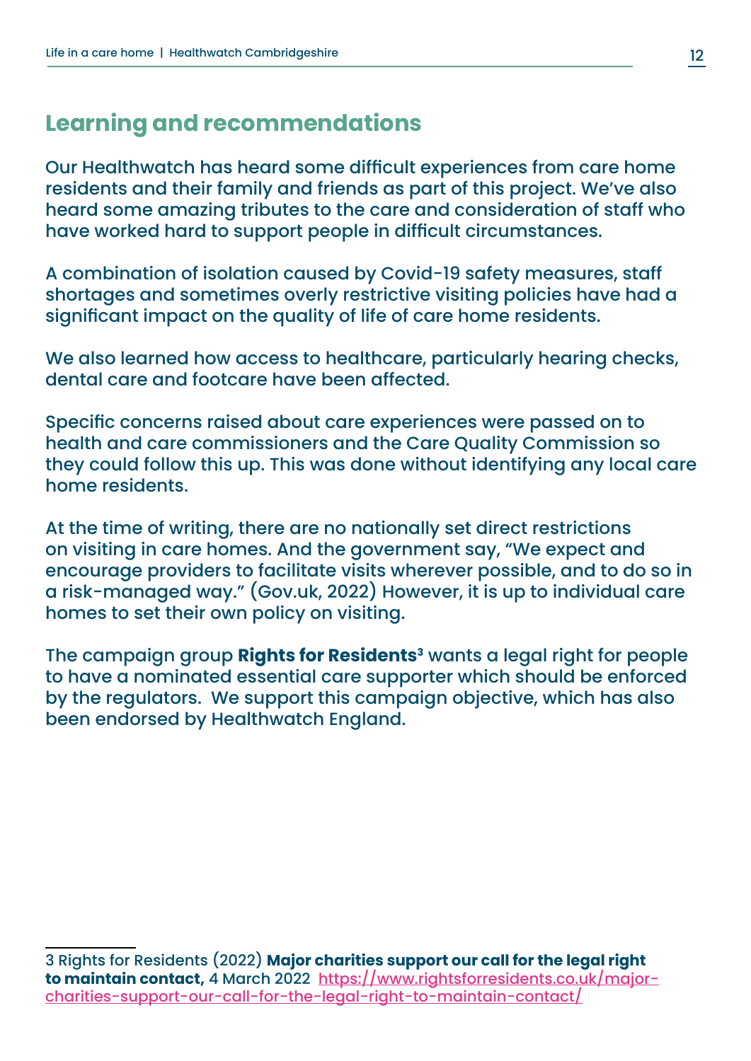## Learning and recommendations

Our Healthwatch has heard some difficult experiences from care home residents and their family and friends as part of this project. We've also heard some amazing tributes to the care and consideration of staff who have worked hard to support people in difficult circumstances.

A combination of isolation caused by Covid-19 safety measures, staff shortages and sometimes overly restrictive visiting policies have had a significant impact on the quality of life of care home residents.

We also learned how access to healthcare, particularly hearing checks, dental care and footcare have been affected.

Specific concerns raised about care experiences were passed on to health and care commissioners and the Care Quality Commission so they could follow this up. This was done without identifying any local care home residents.

At the time of writing, there are no nationally set direct restrictions on visiting in care homes. And the government say, "We expect and encourage providers to facilitate visits wherever possible, and to do so in a risk-managed way." (Gov.uk, 2022) However, it is up to individual care homes to set their own policy on visiting.

The campaign group **Rights for Residents**[3] wants a legal right for people to have a nominated essential care supporter which should be enforced by the regulators. We support this campaign objective, which has also been endorsed by Healthwatch England.

---

3 Rights for Residents (2022) **Major charities support our call for the legal right to maintain contact,** 4 March 2022 https://www.rightsforresidents.co.uk/major-charities-support-our-call-for-the-legal-right-to-maintain-contact/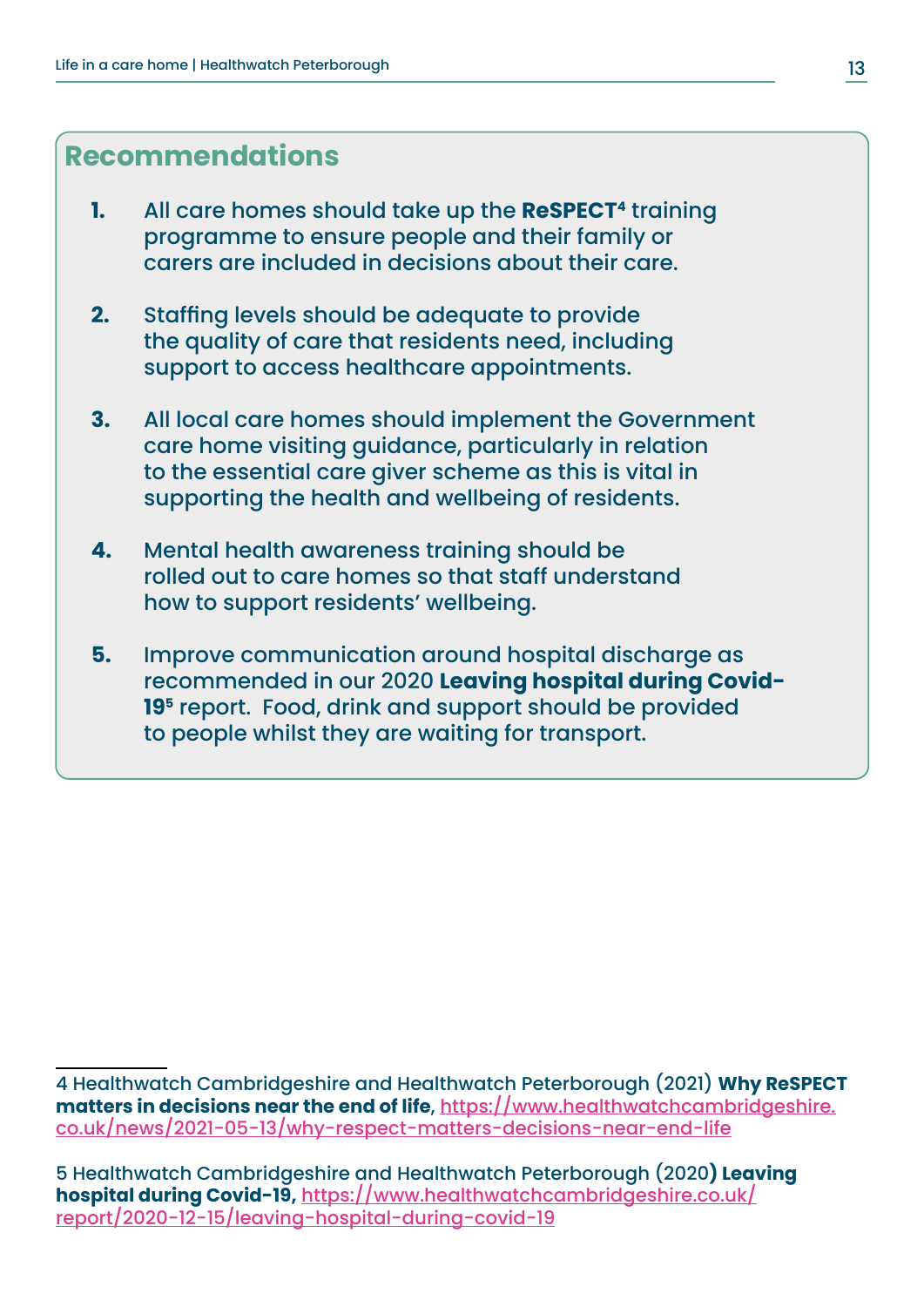## Recommendations

1. All care homes should take up the **ReSPECT**[4] training programme to ensure people and their family or carers are included in decisions about their care.

2. Staffing levels should be adequate to provide the quality of care that residents need, including support to access healthcare appointments.

3. All local care homes should implement the Government care home visiting guidance, particularly in relation to the essential care giver scheme as this is vital in supporting the health and wellbeing of residents.

4. Mental health awareness training should be rolled out to care homes so that staff understand how to support residents' wellbeing.

5. Improve communication around hospital discharge as recommended in our 2020 **Leaving hospital during Covid-19**[5] report. Food, drink and support should be provided to people whilst they are waiting for transport.

---

4 Healthwatch Cambridgeshire and Healthwatch Peterborough (2021) **Why ReSPECT matters in decisions near the end of life**, https://www.healthwatchcambridgeshire.co.uk/news/2021-05-13/why-respect-matters-decisions-near-end-life

5 Healthwatch Cambridgeshire and Healthwatch Peterborough (2020**) Leaving hospital during Covid-19,** https://www.healthwatchcambridgeshire.co.uk/report/2020-12-15/leaving-hospital-during-covid-19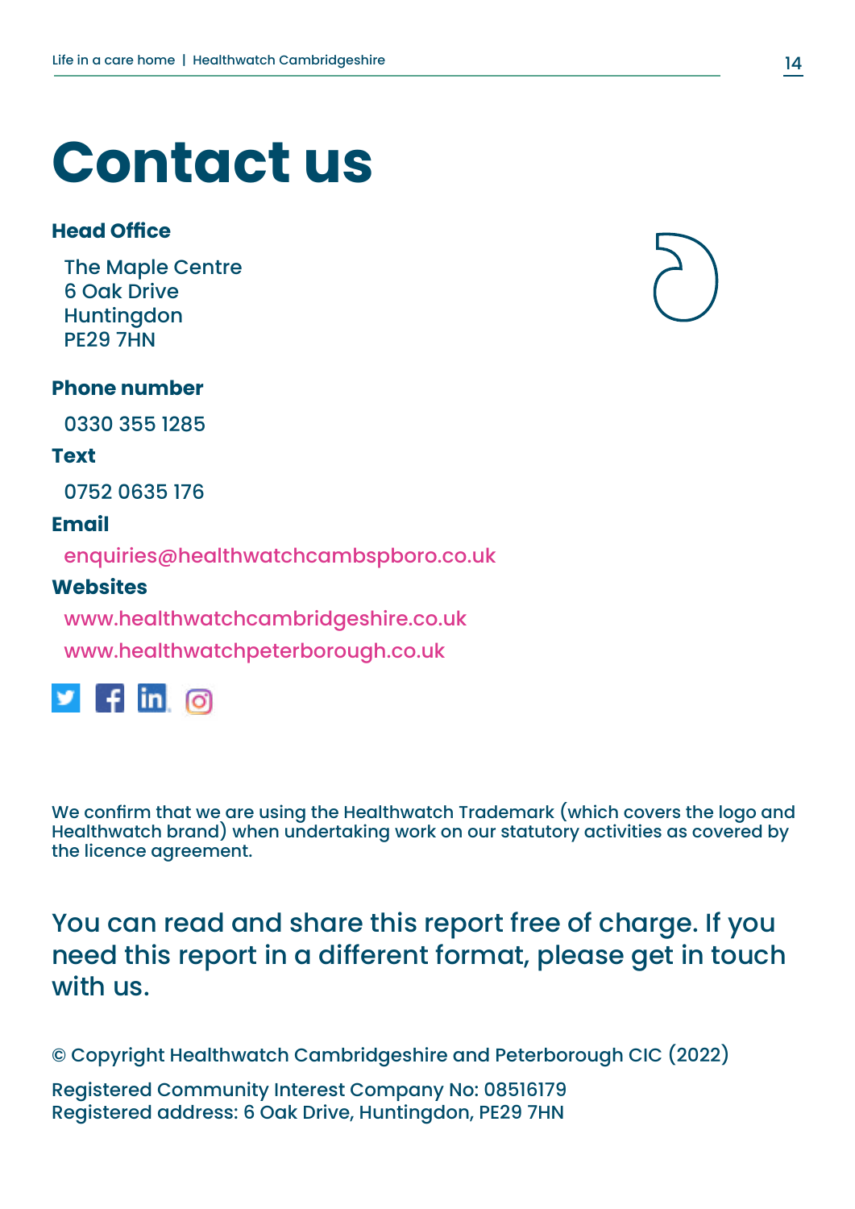# Contact us

**Head Office**

The Maple Centre
6 Oak Drive
Huntingdon
PE29 7HN

**Phone number**

0330 355 1285

**Text**

0752 0635 176

**Email**

enquiries@healthwatchcambspboro.co.uk

**Websites**

www.healthwatchcambridgeshire.co.uk

www.healthwatchpeterborough.co.uk

We confirm that we are using the Healthwatch Trademark (which covers the logo and Healthwatch brand) when undertaking work on our statutory activities as covered by the licence agreement.

You can read and share this report free of charge. If you need this report in a different format, please get in touch with us.

© Copyright Healthwatch Cambridgeshire and Peterborough CIC (2022)

Registered Community Interest Company No: 08516179
Registered address: 6 Oak Drive, Huntingdon, PE29 7HN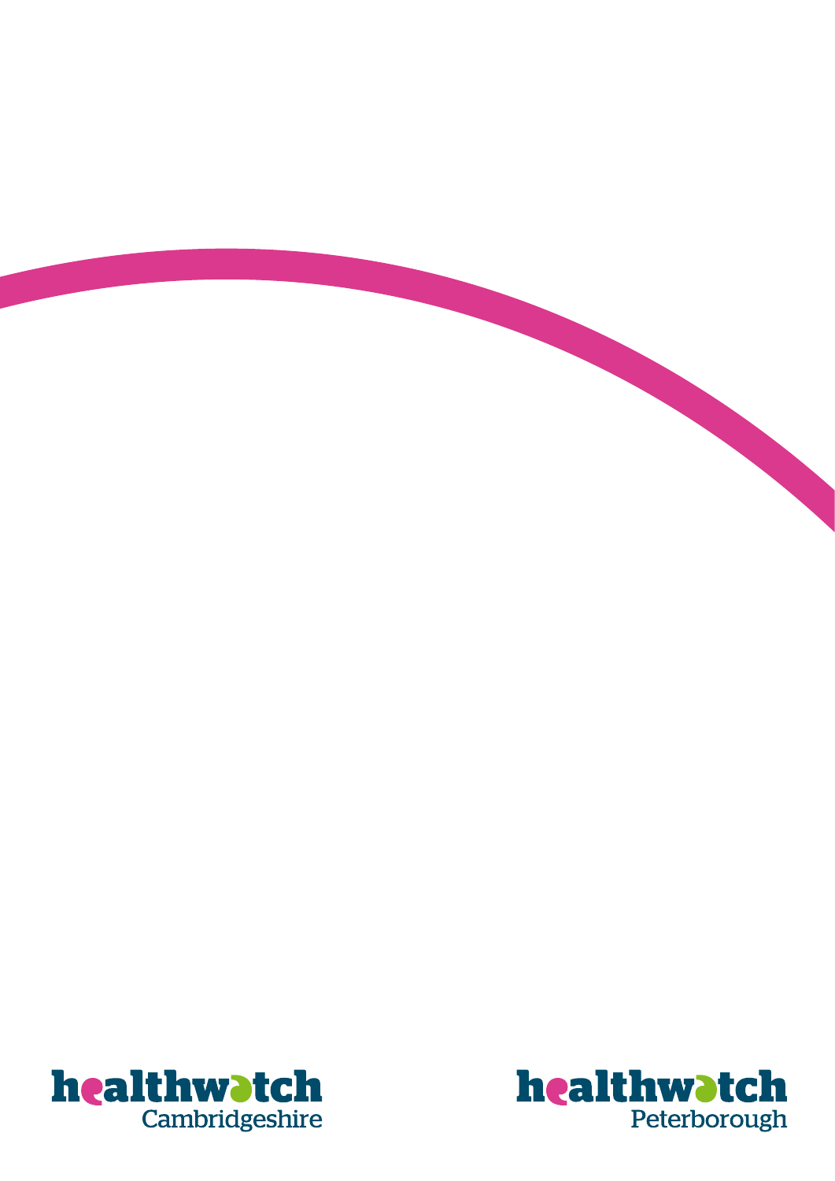healthwatch Cambridgeshire

healthwatch Peterborough